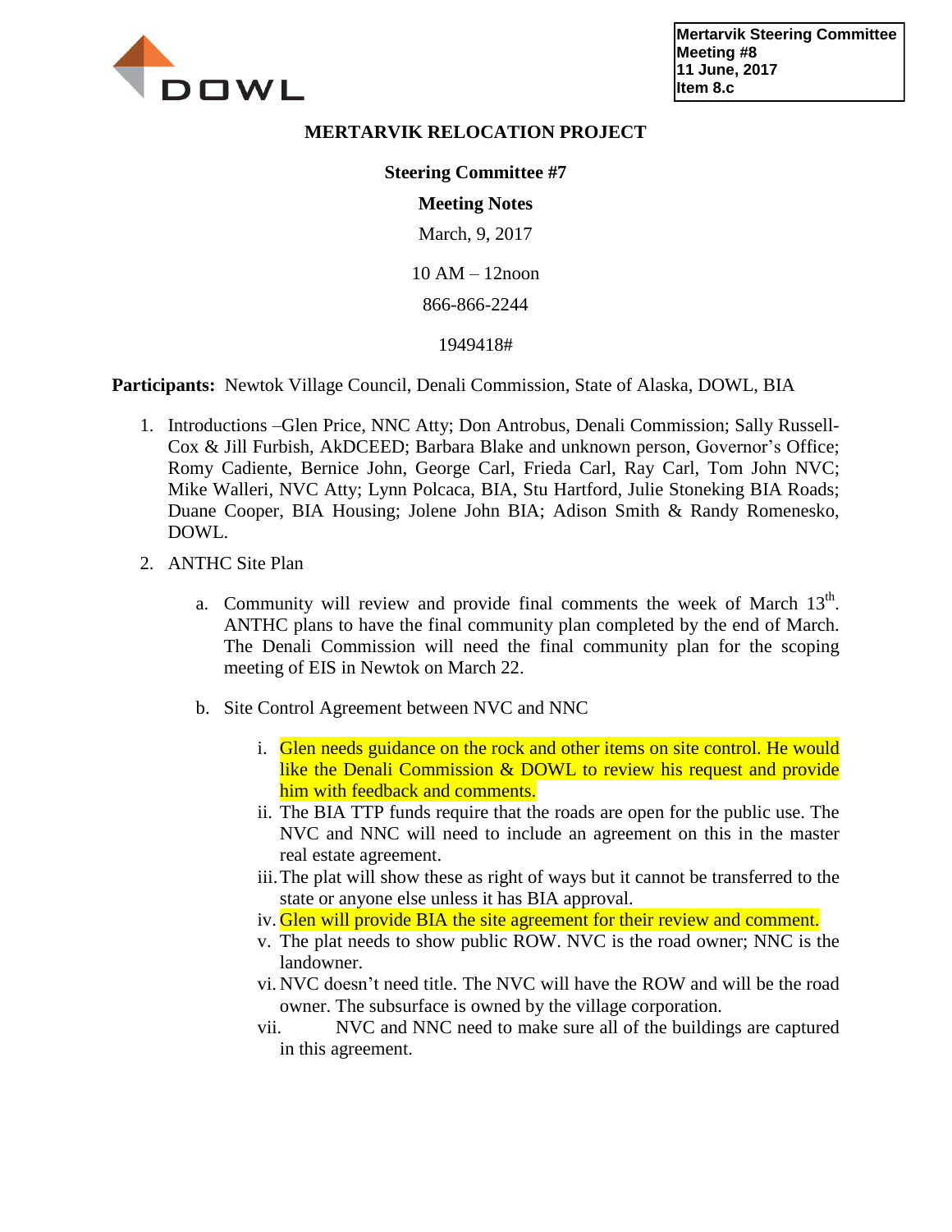Mertarvik Steering Committee
Meeting #8
11 June, 2017
Item 8.c

DOWL

# MERTARVIK RELOCATION PROJECT

## Steering Committee #7

## Meeting Notes

March, 9, 2017

10 AM – 12noon

866-866-2244

1949418#

**Participants:** Newtok Village Council, Denali Commission, State of Alaska, DOWL, BIA

1. Introductions –Glen Price, NNC Atty; Don Antrobus, Denali Commission; Sally Russell-Cox & Jill Furbish, AkDCEED; Barbara Blake and unknown person, Governor's Office; Romy Cadiente, Bernice John, George Carl, Frieda Carl, Ray Carl, Tom John NVC; Mike Walleri, NVC Atty; Lynn Polcaca, BIA, Stu Hartford, Julie Stoneking BIA Roads; Duane Cooper, BIA Housing; Jolene John BIA; Adison Smith & Randy Romenesko, DOWL.
2. ANTHC Site Plan
   a. Community will review and provide final comments the week of March 13th. ANTHC plans to have the final community plan completed by the end of March. The Denali Commission will need the final community plan for the scoping meeting of EIS in Newtok on March 22.
   b. Site Control Agreement between NVC and NNC
      i. Glen needs guidance on the rock and other items on site control. He would like the Denali Commission & DOWL to review his request and provide him with feedback and comments.
      ii. The BIA TTP funds require that the roads are open for the public use. The NVC and NNC will need to include an agreement on this in the master real estate agreement.
      iii. The plat will show these as right of ways but it cannot be transferred to the state or anyone else unless it has BIA approval.
      iv. Glen will provide BIA the site agreement for their review and comment.
      v. The plat needs to show public ROW. NVC is the road owner; NNC is the landowner.
      vi. NVC doesn't need title. The NVC will have the ROW and will be the road owner. The subsurface is owned by the village corporation.
      vii. NVC and NNC need to make sure all of the buildings are captured in this agreement.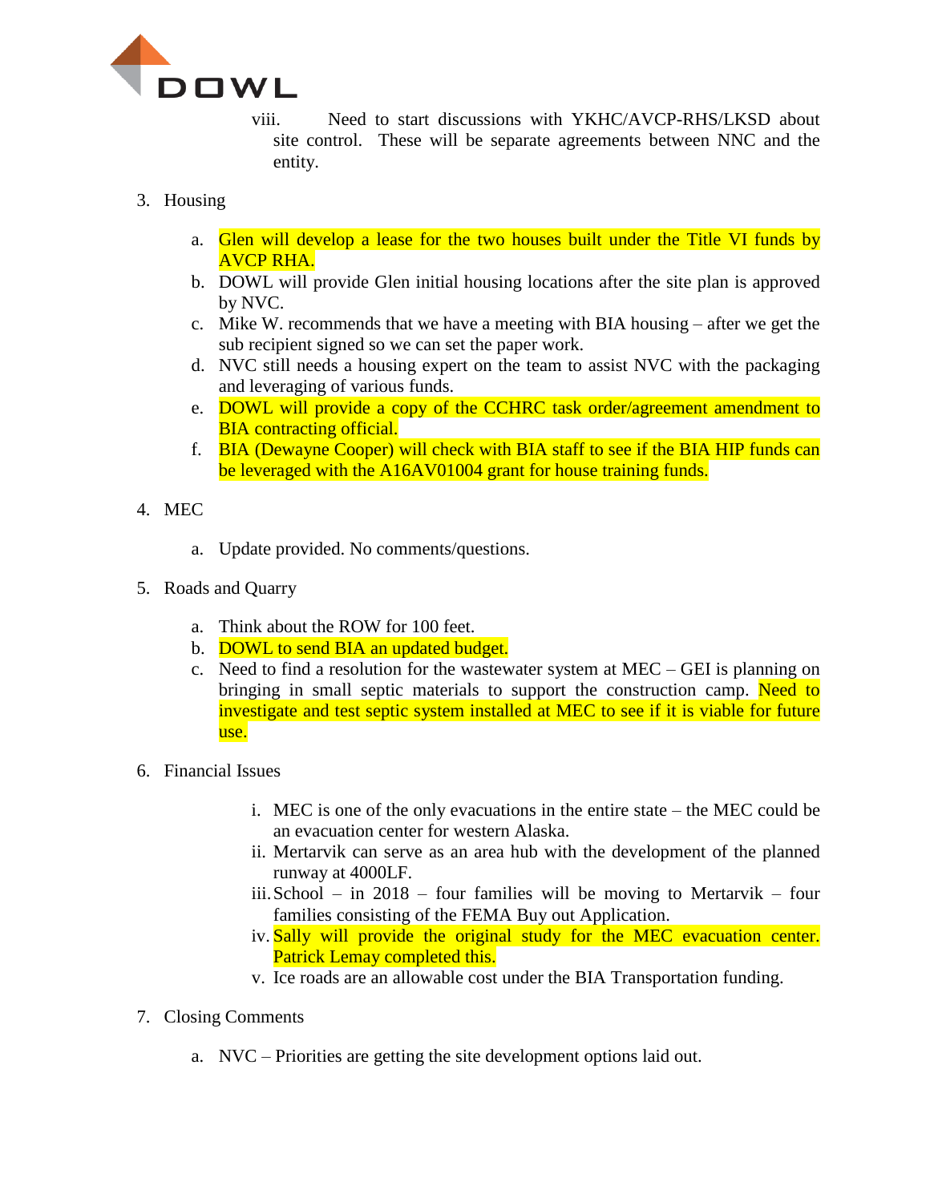viii. Need to start discussions with YKHC/AVCP-RHS/LKSD about site control. These will be separate agreements between NNC and the entity.

3. Housing

   a. Glen will develop a lease for the two houses built under the Title VI funds by AVCP RHA.
   b. DOWL will provide Glen initial housing locations after the site plan is approved by NVC.
   c. Mike W. recommends that we have a meeting with BIA housing – after we get the sub recipient signed so we can set the paper work.
   d. NVC still needs a housing expert on the team to assist NVC with the packaging and leveraging of various funds.
   e. DOWL will provide a copy of the CCHRC task order/agreement amendment to BIA contracting official.
   f. BIA (Dewayne Cooper) will check with BIA staff to see if the BIA HIP funds can be leveraged with the A16AV01004 grant for house training funds.

4. MEC

   a. Update provided. No comments/questions.

5. Roads and Quarry

   a. Think about the ROW for 100 feet.
   b. DOWL to send BIA an updated budget.
   c. Need to find a resolution for the wastewater system at MEC – GEI is planning on bringing in small septic materials to support the construction camp. Need to investigate and test septic system installed at MEC to see if it is viable for future use.

6. Financial Issues

   i. MEC is one of the only evacuations in the entire state – the MEC could be an evacuation center for western Alaska.
   ii. Mertarvik can serve as an area hub with the development of the planned runway at 4000LF.
   iii. School – in 2018 – four families will be moving to Mertarvik – four families consisting of the FEMA Buy out Application.
   iv. Sally will provide the original study for the MEC evacuation center. Patrick Lemay completed this.
   v. Ice roads are an allowable cost under the BIA Transportation funding.

7. Closing Comments

   a. NVC – Priorities are getting the site development options laid out.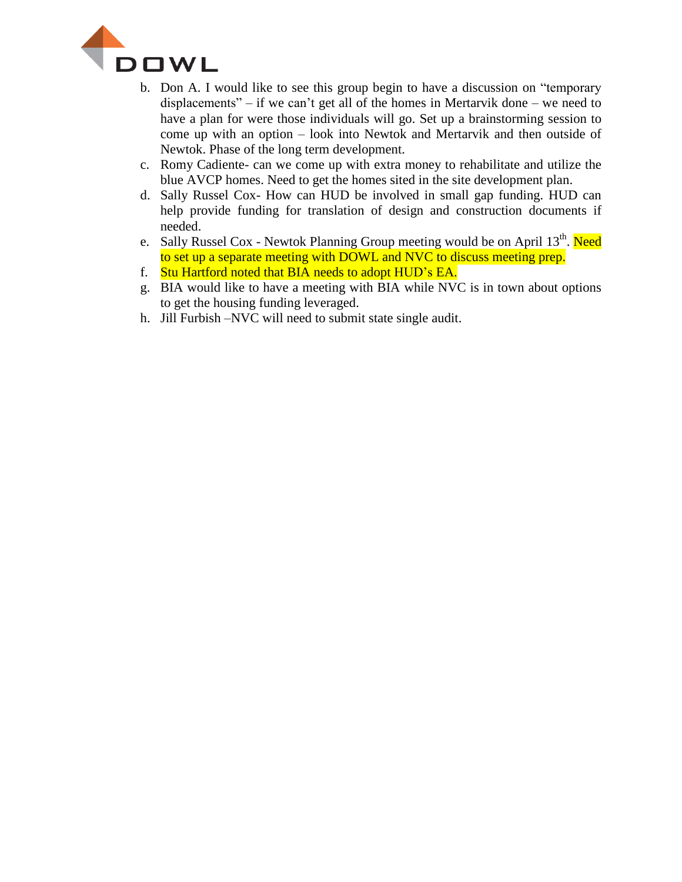b. Don A. I would like to see this group begin to have a discussion on "temporary displacements" – if we can't get all of the homes in Mertarvik done – we need to have a plan for were those individuals will go. Set up a brainstorming session to come up with an option – look into Newtok and Mertarvik and then outside of Newtok. Phase of the long term development.

c. Romy Cadiente- can we come up with extra money to rehabilitate and utilize the blue AVCP homes. Need to get the homes sited in the site development plan.

d. Sally Russel Cox- How can HUD be involved in small gap funding. HUD can help provide funding for translation of design and construction documents if needed.

e. Sally Russel Cox - Newtok Planning Group meeting would be on April 13th. Need to set up a separate meeting with DOWL and NVC to discuss meeting prep.

f. Stu Hartford noted that BIA needs to adopt HUD's EA.

g. BIA would like to have a meeting with BIA while NVC is in town about options to get the housing funding leveraged.

h. Jill Furbish –NVC will need to submit state single audit.